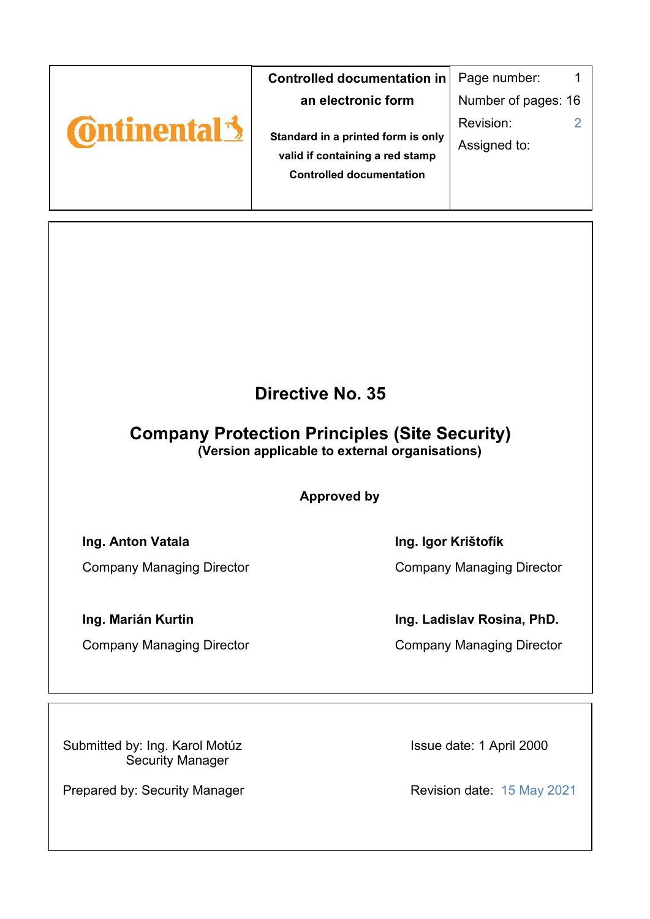| Continental | **Controlled documentation in an electronic form**<br><br>**Standard in a printed form is only valid if containing a red stamp**<br>**Controlled documentation** | Page number: 1<br>Number of pages: 16<br>Revision: 2<br>Assigned to: |
|---|---|---|

# Directive No. 35

## Company Protection Principles (Site Security)

**(Version applicable to external organisations)**

**Approved by**

| | |
|---|---|
| **Ing. Anton Vatala**<br>Company Managing Director | **Ing. Igor Krištofík**<br>Company Managing Director |
| **Ing. Marián Kurtin**<br>Company Managing Director | **Ing. Ladislav Rosina, PhD.**<br>Company Managing Director |

Submitted by: Ing. Karol Motúz
Security Manager

Prepared by: Security Manager

Issue date: 1 April 2000

Revision date: 15 May 2021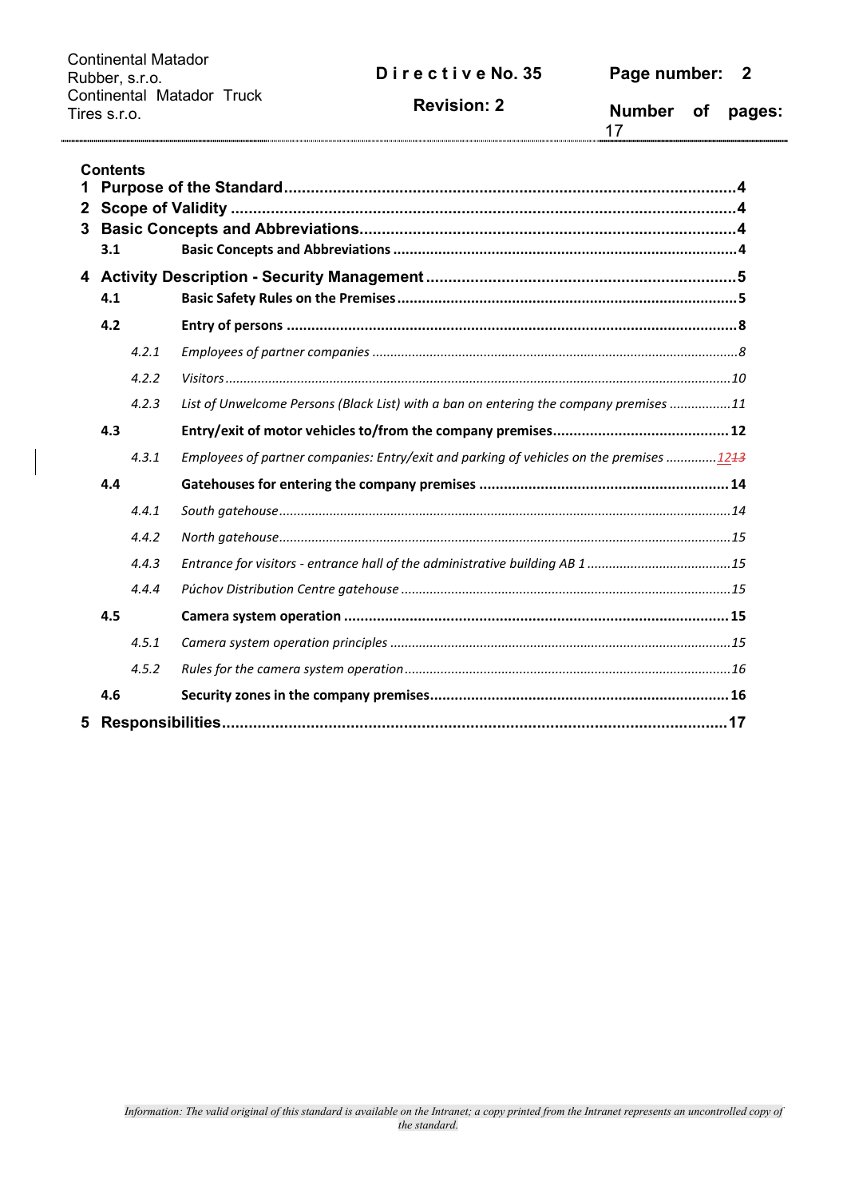**Contents**

1 **Purpose of the Standard** .......... 4
2 **Scope of Validity** .......... 4
3 **Basic Concepts and Abbreviations** .......... 4
 3.1 **Basic Concepts and Abbreviations** .......... 4
4 **Activity Description - Security Management** .......... 5
 4.1 **Basic Safety Rules on the Premises** .......... 5
 4.2 **Entry of persons** .......... 8
  4.2.1 *Employees of partner companies* .......... 8
  4.2.2 *Visitors* .......... 10
  4.2.3 *List of Unwelcome Persons (Black List) with a ban on entering the company premises* .......... 11
 4.3 **Entry/exit of motor vehicles to/from the company premises** .......... 12
  4.3.1 *Employees of partner companies: Entry/exit and parking of vehicles on the premises* .......... 12~~13~~
 4.4 **Gatehouses for entering the company premises** .......... 14
  4.4.1 *South gatehouse* .......... 14
  4.4.2 *North gatehouse* .......... 15
  4.4.3 *Entrance for visitors - entrance hall of the administrative building AB 1* .......... 15
  4.4.4 *Púchov Distribution Centre gatehouse* .......... 15
 4.5 **Camera system operation** .......... 15
  4.5.1 *Camera system operation principles* .......... 15
  4.5.2 *Rules for the camera system operation* .......... 16
 4.6 **Security zones in the company premises** .......... 16
5 **Responsibilities** .......... 17

*Information: The valid original of this standard is available on the Intranet; a copy printed from the Intranet represents an uncontrolled copy of the standard.*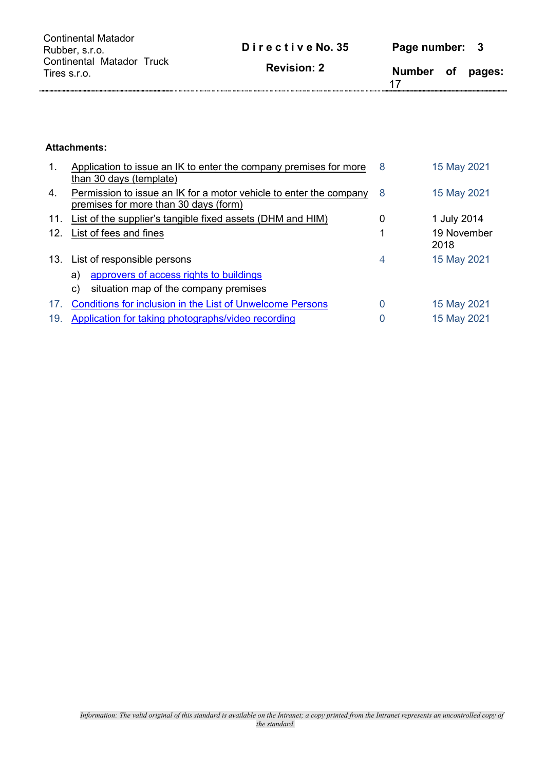**Attachments:**

| No. | Attachment | Revision | Date |
|---|---|---|---|
| 1. | Application to issue an IK to enter the company premises for more than 30 days (template) | 8 | 15 May 2021 |
| 4. | Permission to issue an IK for a motor vehicle to enter the company premises for more than 30 days (form) | 8 | 15 May 2021 |
| 11. | List of the supplier's tangible fixed assets (DHM and HIM) | 0 | 1 July 2014 |
| 12. | List of fees and fines | 1 | 19 November 2018 |
| 13. | List of responsible persons | 4 | 15 May 2021 |
| | a) approvers of access rights to buildings | | |
| | c) situation map of the company premises | | |
| 17. | Conditions for inclusion in the List of Unwelcome Persons | 0 | 15 May 2021 |
| 19. | Application for taking photographs/video recording | 0 | 15 May 2021 |

*Information: The valid original of this standard is available on the Intranet; a copy printed from the Intranet represents an uncontrolled copy of the standard.*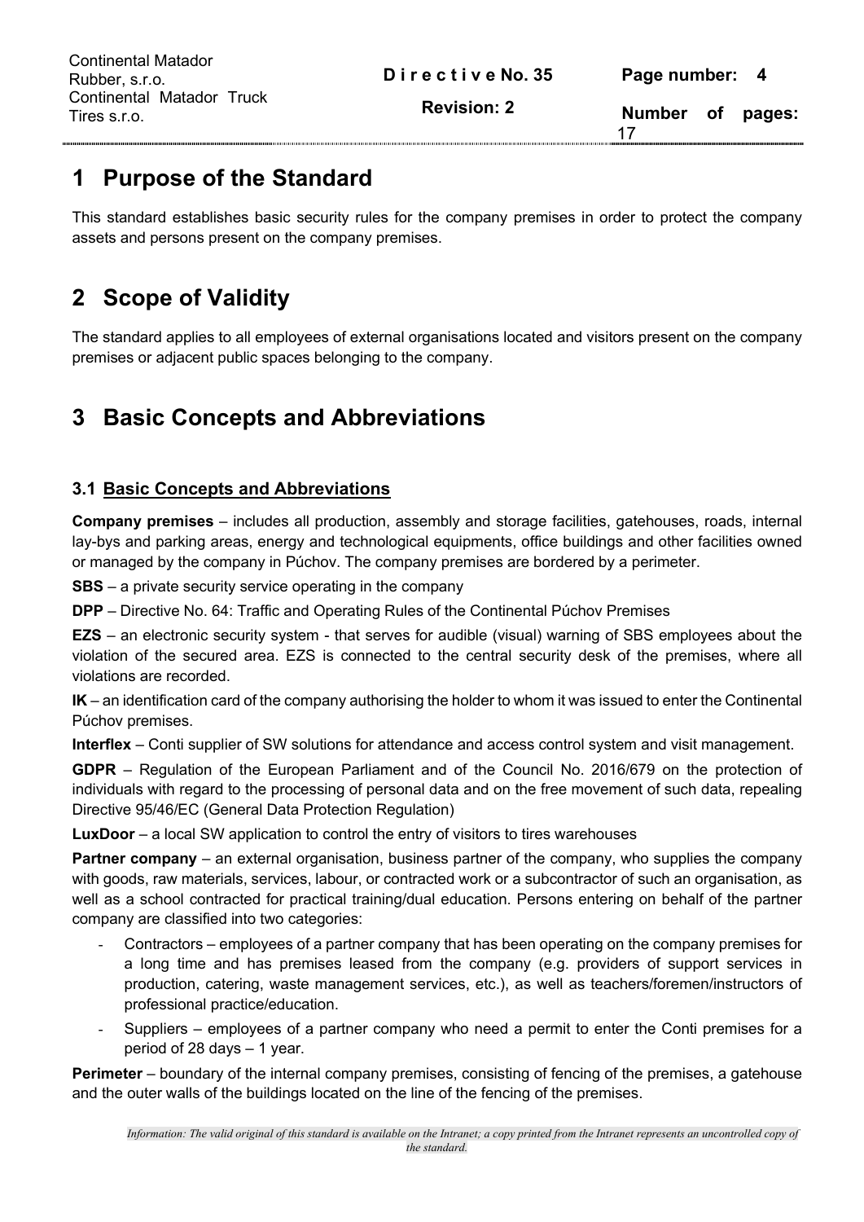# 1 Purpose of the Standard

This standard establishes basic security rules for the company premises in order to protect the company assets and persons present on the company premises.

# 2 Scope of Validity

The standard applies to all employees of external organisations located and visitors present on the company premises or adjacent public spaces belonging to the company.

# 3 Basic Concepts and Abbreviations

## 3.1 Basic Concepts and Abbreviations

**Company premises** – includes all production, assembly and storage facilities, gatehouses, roads, internal lay-bys and parking areas, energy and technological equipments, office buildings and other facilities owned or managed by the company in Púchov. The company premises are bordered by a perimeter.

**SBS** – a private security service operating in the company

**DPP** – Directive No. 64: Traffic and Operating Rules of the Continental Púchov Premises

**EZS** – an electronic security system - that serves for audible (visual) warning of SBS employees about the violation of the secured area. EZS is connected to the central security desk of the premises, where all violations are recorded.

**IK** – an identification card of the company authorising the holder to whom it was issued to enter the Continental Púchov premises.

**Interflex** – Conti supplier of SW solutions for attendance and access control system and visit management.

**GDPR** – Regulation of the European Parliament and of the Council No. 2016/679 on the protection of individuals with regard to the processing of personal data and on the free movement of such data, repealing Directive 95/46/EC (General Data Protection Regulation)

**LuxDoor** – a local SW application to control the entry of visitors to tires warehouses

**Partner company** – an external organisation, business partner of the company, who supplies the company with goods, raw materials, services, labour, or contracted work or a subcontractor of such an organisation, as well as a school contracted for practical training/dual education. Persons entering on behalf of the partner company are classified into two categories:

- Contractors – employees of a partner company that has been operating on the company premises for a long time and has premises leased from the company (e.g. providers of support services in production, catering, waste management services, etc.), as well as teachers/foremen/instructors of professional practice/education.
- Suppliers – employees of a partner company who need a permit to enter the Conti premises for a period of 28 days – 1 year.

**Perimeter** – boundary of the internal company premises, consisting of fencing of the premises, a gatehouse and the outer walls of the buildings located on the line of the fencing of the premises.

*Information: The valid original of this standard is available on the Intranet; a copy printed from the Intranet represents an uncontrolled copy of the standard.*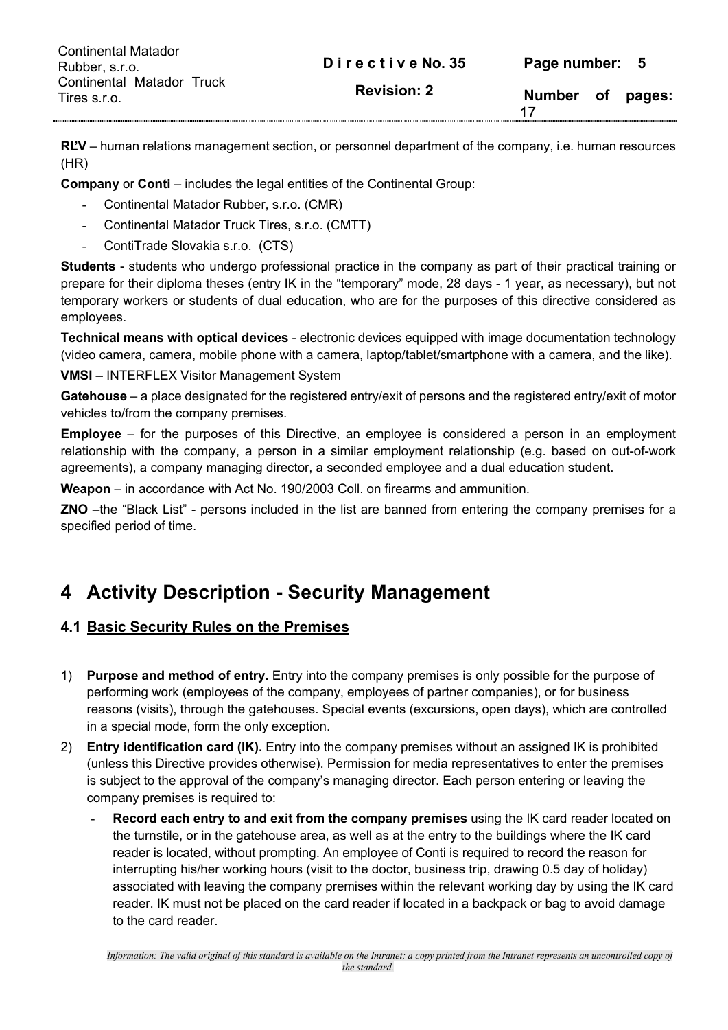**RĽV** – human relations management section, or personnel department of the company, i.e. human resources (HR)

**Company** or **Conti** – includes the legal entities of the Continental Group:

- Continental Matador Rubber, s.r.o. (CMR)
- Continental Matador Truck Tires, s.r.o. (CMTT)
- ContiTrade Slovakia s.r.o. (CTS)

**Students** - students who undergo professional practice in the company as part of their practical training or prepare for their diploma theses (entry IK in the "temporary" mode, 28 days - 1 year, as necessary), but not temporary workers or students of dual education, who are for the purposes of this directive considered as employees.

**Technical means with optical devices** - electronic devices equipped with image documentation technology (video camera, camera, mobile phone with a camera, laptop/tablet/smartphone with a camera, and the like).

**VMSI** – INTERFLEX Visitor Management System

**Gatehouse** – a place designated for the registered entry/exit of persons and the registered entry/exit of motor vehicles to/from the company premises.

**Employee** – for the purposes of this Directive, an employee is considered a person in an employment relationship with the company, a person in a similar employment relationship (e.g. based on out-of-work agreements), a company managing director, a seconded employee and a dual education student.

**Weapon** – in accordance with Act No. 190/2003 Coll. on firearms and ammunition.

**ZNO** –the "Black List" - persons included in the list are banned from entering the company premises for a specified period of time.

# 4 Activity Description - Security Management

## 4.1 Basic Security Rules on the Premises

1) **Purpose and method of entry.** Entry into the company premises is only possible for the purpose of performing work (employees of the company, employees of partner companies), or for business reasons (visits), through the gatehouses. Special events (excursions, open days), which are controlled in a special mode, form the only exception.
2) **Entry identification card (IK).** Entry into the company premises without an assigned IK is prohibited (unless this Directive provides otherwise). Permission for media representatives to enter the premises is subject to the approval of the company's managing director. Each person entering or leaving the company premises is required to:
   - **Record each entry to and exit from the company premises** using the IK card reader located on the turnstile, or in the gatehouse area, as well as at the entry to the buildings where the IK card reader is located, without prompting. An employee of Conti is required to record the reason for interrupting his/her working hours (visit to the doctor, business trip, drawing 0.5 day of holiday) associated with leaving the company premises within the relevant working day by using the IK card reader. IK must not be placed on the card reader if located in a backpack or bag to avoid damage to the card reader.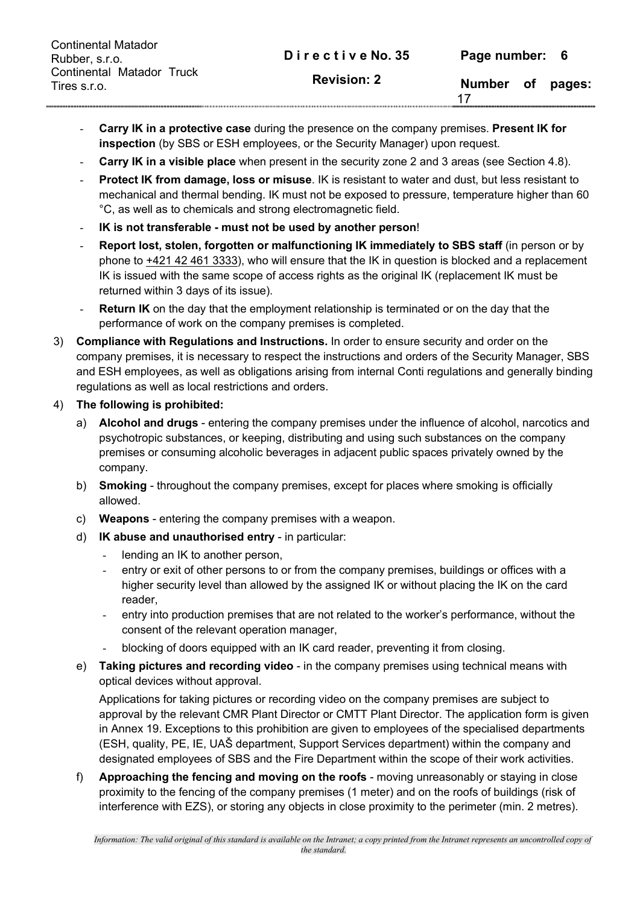- **Carry IK in a protective case** during the presence on the company premises. **Present IK for inspection** (by SBS or ESH employees, or the Security Manager) upon request.
- **Carry IK in a visible place** when present in the security zone 2 and 3 areas (see Section 4.8).
- **Protect IK from damage, loss or misuse**. IK is resistant to water and dust, but less resistant to mechanical and thermal bending. IK must not be exposed to pressure, temperature higher than 60 °C, as well as to chemicals and strong electromagnetic field.
- **IK is not transferable - must not be used by another person**!
- **Report lost, stolen, forgotten or malfunctioning IK immediately to SBS staff** (in person or by phone to +421 42 461 3333), who will ensure that the IK in question is blocked and a replacement IK is issued with the same scope of access rights as the original IK (replacement IK must be returned within 3 days of its issue).
- **Return IK** on the day that the employment relationship is terminated or on the day that the performance of work on the company premises is completed.

3) **Compliance with Regulations and Instructions.** In order to ensure security and order on the company premises, it is necessary to respect the instructions and orders of the Security Manager, SBS and ESH employees, as well as obligations arising from internal Conti regulations and generally binding regulations as well as local restrictions and orders.

4) **The following is prohibited:**

   a) **Alcohol and drugs** - entering the company premises under the influence of alcohol, narcotics and psychotropic substances, or keeping, distributing and using such substances on the company premises or consuming alcoholic beverages in adjacent public spaces privately owned by the company.

   b) **Smoking** - throughout the company premises, except for places where smoking is officially allowed.

   c) **Weapons** - entering the company premises with a weapon.

   d) **IK abuse and unauthorised entry** - in particular:
      - lending an IK to another person,
      - entry or exit of other persons to or from the company premises, buildings or offices with a higher security level than allowed by the assigned IK or without placing the IK on the card reader,
      - entry into production premises that are not related to the worker's performance, without the consent of the relevant operation manager,
      - blocking of doors equipped with an IK card reader, preventing it from closing.

   e) **Taking pictures and recording video** - in the company premises using technical means with optical devices without approval.

      Applications for taking pictures or recording video on the company premises are subject to approval by the relevant CMR Plant Director or CMTT Plant Director. The application form is given in Annex 19. Exceptions to this prohibition are given to employees of the specialised departments (ESH, quality, PE, IE, UAŠ department, Support Services department) within the company and designated employees of SBS and the Fire Department within the scope of their work activities.

   f) **Approaching the fencing and moving on the roofs** - moving unreasonably or staying in close proximity to the fencing of the company premises (1 meter) and on the roofs of buildings (risk of interference with EZS), or storing any objects in close proximity to the perimeter (min. 2 metres).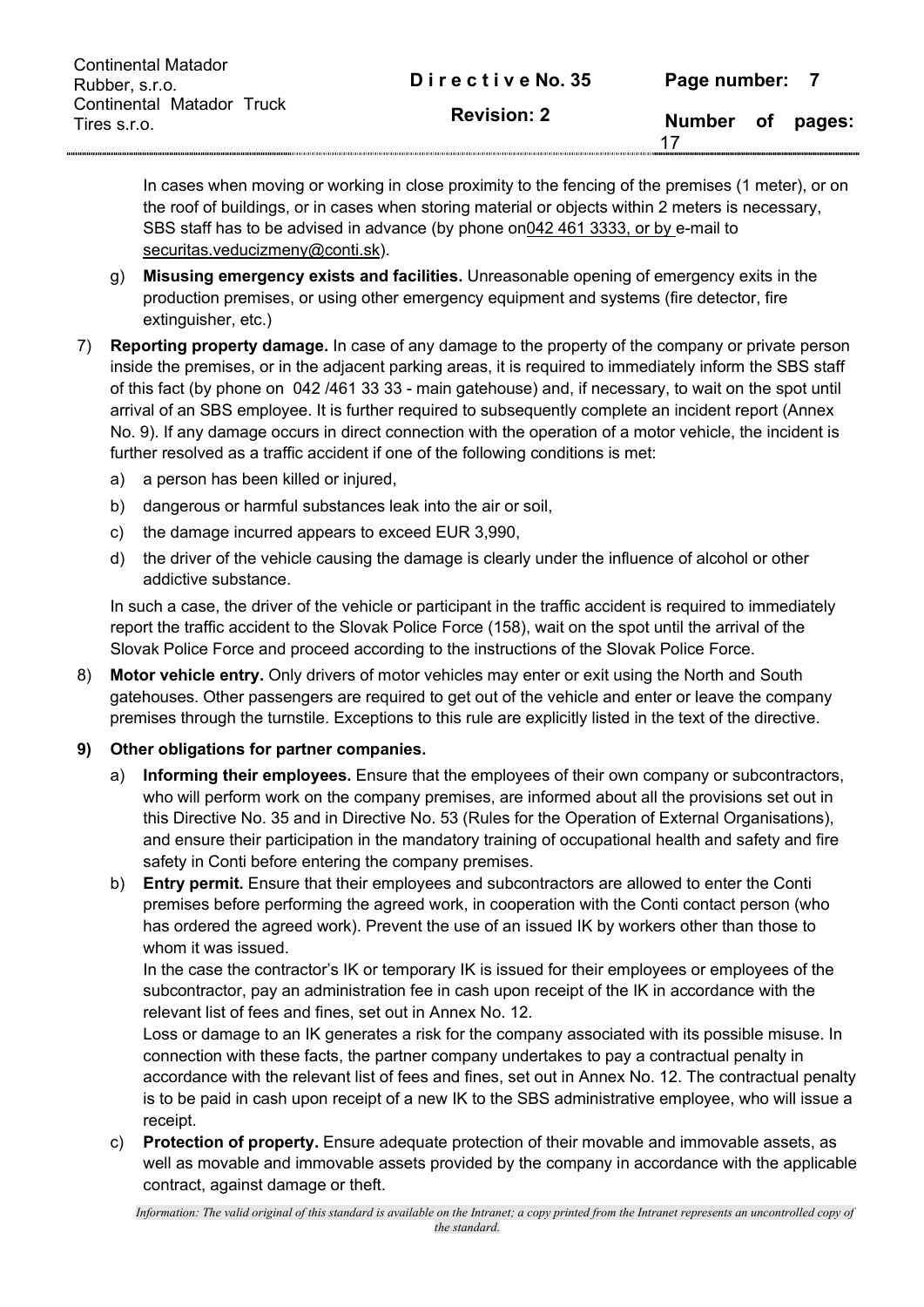In cases when moving or working in close proximity to the fencing of the premises (1 meter), or on the roof of buildings, or in cases when storing material or objects within 2 meters is necessary, SBS staff has to be advised in advance (by phone on042 461 3333, or by e-mail to securitas.veducizmeny@conti.sk).

g) **Misusing emergency exists and facilities.** Unreasonable opening of emergency exits in the production premises, or using other emergency equipment and systems (fire detector, fire extinguisher, etc.)

7) **Reporting property damage.** In case of any damage to the property of the company or private person inside the premises, or in the adjacent parking areas, it is required to immediately inform the SBS staff of this fact (by phone on 042 /461 33 33 - main gatehouse) and, if necessary, to wait on the spot until arrival of an SBS employee. It is further required to subsequently complete an incident report (Annex No. 9). If any damage occurs in direct connection with the operation of a motor vehicle, the incident is further resolved as a traffic accident if one of the following conditions is met:

   a) a person has been killed or injured,
   b) dangerous or harmful substances leak into the air or soil,
   c) the damage incurred appears to exceed EUR 3,990,
   d) the driver of the vehicle causing the damage is clearly under the influence of alcohol or other addictive substance.

   In such a case, the driver of the vehicle or participant in the traffic accident is required to immediately report the traffic accident to the Slovak Police Force (158), wait on the spot until the arrival of the Slovak Police Force and proceed according to the instructions of the Slovak Police Force.

8) **Motor vehicle entry.** Only drivers of motor vehicles may enter or exit using the North and South gatehouses. Other passengers are required to get out of the vehicle and enter or leave the company premises through the turnstile. Exceptions to this rule are explicitly listed in the text of the directive.

9) **Other obligations for partner companies.**

   a) **Informing their employees.** Ensure that the employees of their own company or subcontractors, who will perform work on the company premises, are informed about all the provisions set out in this Directive No. 35 and in Directive No. 53 (Rules for the Operation of External Organisations), and ensure their participation in the mandatory training of occupational health and safety and fire safety in Conti before entering the company premises.

   b) **Entry permit.** Ensure that their employees and subcontractors are allowed to enter the Conti premises before performing the agreed work, in cooperation with the Conti contact person (who has ordered the agreed work). Prevent the use of an issued IK by workers other than those to whom it was issued.
   In the case the contractor's IK or temporary IK is issued for their employees or employees of the subcontractor, pay an administration fee in cash upon receipt of the IK in accordance with the relevant list of fees and fines, set out in Annex No. 12.
   Loss or damage to an IK generates a risk for the company associated with its possible misuse. In connection with these facts, the partner company undertakes to pay a contractual penalty in accordance with the relevant list of fees and fines, set out in Annex No. 12. The contractual penalty is to be paid in cash upon receipt of a new IK to the SBS administrative employee, who will issue a receipt.

   c) **Protection of property.** Ensure adequate protection of their movable and immovable assets, as well as movable and immovable assets provided by the company in accordance with the applicable contract, against damage or theft.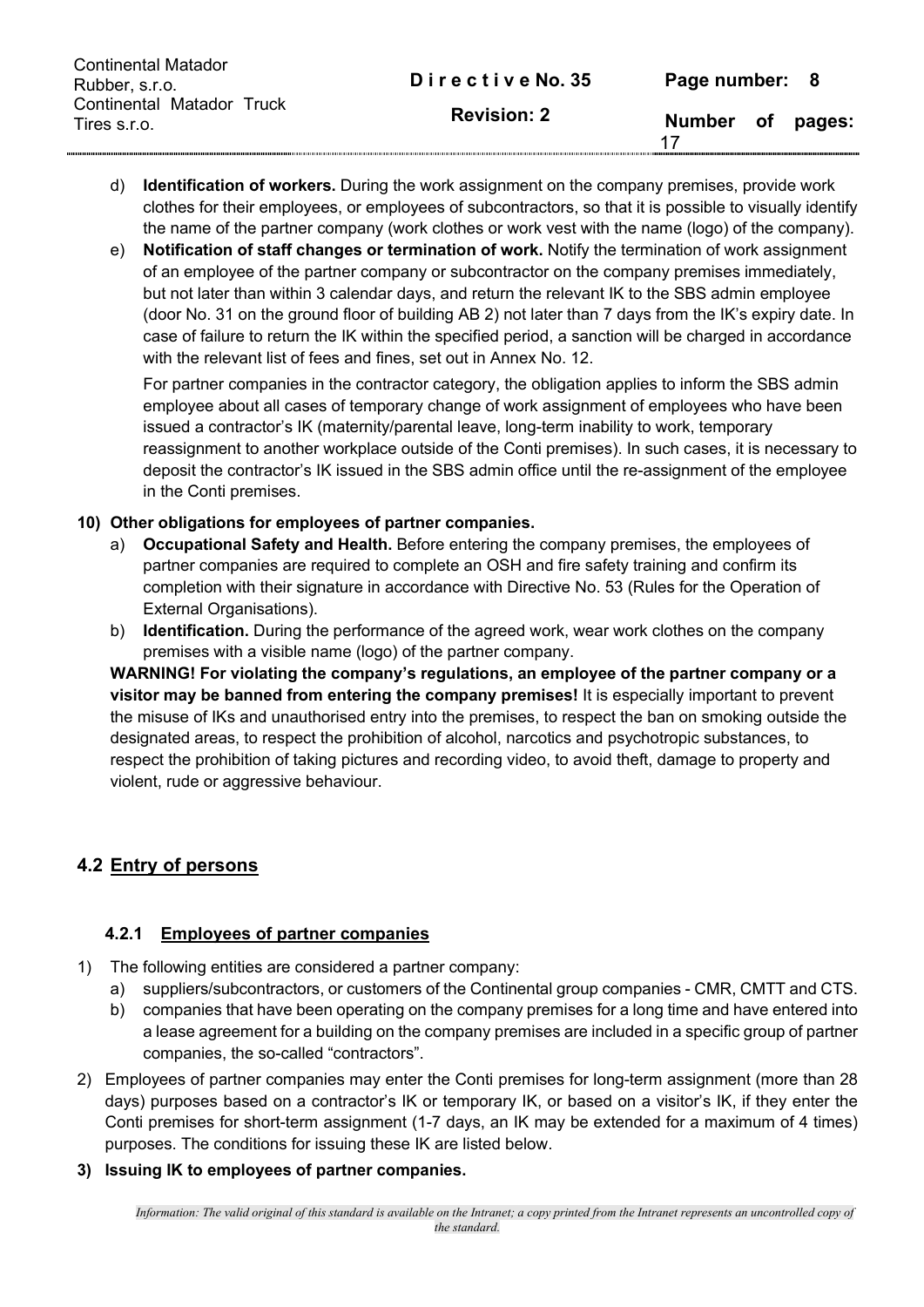d) **Identification of workers.** During the work assignment on the company premises, provide work clothes for their employees, or employees of subcontractors, so that it is possible to visually identify the name of the partner company (work clothes or work vest with the name (logo) of the company).

e) **Notification of staff changes or termination of work.** Notify the termination of work assignment of an employee of the partner company or subcontractor on the company premises immediately, but not later than within 3 calendar days, and return the relevant IK to the SBS admin employee (door No. 31 on the ground floor of building AB 2) not later than 7 days from the IK's expiry date. In case of failure to return the IK within the specified period, a sanction will be charged in accordance with the relevant list of fees and fines, set out in Annex No. 12.

   For partner companies in the contractor category, the obligation applies to inform the SBS admin employee about all cases of temporary change of work assignment of employees who have been issued a contractor's IK (maternity/parental leave, long-term inability to work, temporary reassignment to another workplace outside of the Conti premises). In such cases, it is necessary to deposit the contractor's IK issued in the SBS admin office until the re-assignment of the employee in the Conti premises.

**10) Other obligations for employees of partner companies.**

a) **Occupational Safety and Health.** Before entering the company premises, the employees of partner companies are required to complete an OSH and fire safety training and confirm its completion with their signature in accordance with Directive No. 53 (Rules for the Operation of External Organisations).

b) **Identification.** During the performance of the agreed work, wear work clothes on the company premises with a visible name (logo) of the partner company.

**WARNING! For violating the company's regulations, an employee of the partner company or a visitor may be banned from entering the company premises!** It is especially important to prevent the misuse of IKs and unauthorised entry into the premises, to respect the ban on smoking outside the designated areas, to respect the prohibition of alcohol, narcotics and psychotropic substances, to respect the prohibition of taking pictures and recording video, to avoid theft, damage to property and violent, rude or aggressive behaviour.

## 4.2 Entry of persons

### 4.2.1 Employees of partner companies

1) The following entities are considered a partner company:
   a) suppliers/subcontractors, or customers of the Continental group companies - CMR, CMTT and CTS.
   b) companies that have been operating on the company premises for a long time and have entered into a lease agreement for a building on the company premises are included in a specific group of partner companies, the so-called "contractors".

2) Employees of partner companies may enter the Conti premises for long-term assignment (more than 28 days) purposes based on a contractor's IK or temporary IK, or based on a visitor's IK, if they enter the Conti premises for short-term assignment (1-7 days, an IK may be extended for a maximum of 4 times) purposes. The conditions for issuing these IK are listed below.

3) **Issuing IK to employees of partner companies.**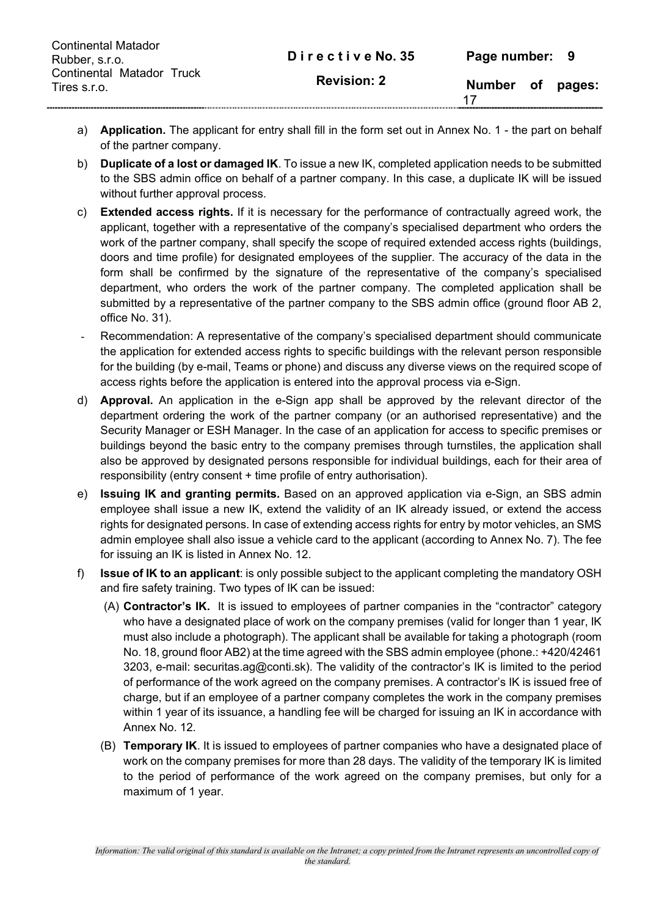a) **Application.** The applicant for entry shall fill in the form set out in Annex No. 1 - the part on behalf of the partner company.

b) **Duplicate of a lost or damaged IK**. To issue a new IK, completed application needs to be submitted to the SBS admin office on behalf of a partner company. In this case, a duplicate IK will be issued without further approval process.

c) **Extended access rights.** If it is necessary for the performance of contractually agreed work, the applicant, together with a representative of the company's specialised department who orders the work of the partner company, shall specify the scope of required extended access rights (buildings, doors and time profile) for designated employees of the supplier. The accuracy of the data in the form shall be confirmed by the signature of the representative of the company's specialised department, who orders the work of the partner company. The completed application shall be submitted by a representative of the partner company to the SBS admin office (ground floor AB 2, office No. 31).

- Recommendation: A representative of the company's specialised department should communicate the application for extended access rights to specific buildings with the relevant person responsible for the building (by e-mail, Teams or phone) and discuss any diverse views on the required scope of access rights before the application is entered into the approval process via e-Sign.

d) **Approval.** An application in the e-Sign app shall be approved by the relevant director of the department ordering the work of the partner company (or an authorised representative) and the Security Manager or ESH Manager. In the case of an application for access to specific premises or buildings beyond the basic entry to the company premises through turnstiles, the application shall also be approved by designated persons responsible for individual buildings, each for their area of responsibility (entry consent + time profile of entry authorisation).

e) **Issuing IK and granting permits.** Based on an approved application via e-Sign, an SBS admin employee shall issue a new IK, extend the validity of an IK already issued, or extend the access rights for designated persons. In case of extending access rights for entry by motor vehicles, an SMS admin employee shall also issue a vehicle card to the applicant (according to Annex No. 7). The fee for issuing an IK is listed in Annex No. 12.

f) **Issue of IK to an applicant**: is only possible subject to the applicant completing the mandatory OSH and fire safety training. Two types of IK can be issued:

(A) **Contractor's IK.** It is issued to employees of partner companies in the "contractor" category who have a designated place of work on the company premises (valid for longer than 1 year, IK must also include a photograph). The applicant shall be available for taking a photograph (room No. 18, ground floor AB2) at the time agreed with the SBS admin employee (phone.: +420/42461 3203, e-mail: securitas.ag@conti.sk). The validity of the contractor's IK is limited to the period of performance of the work agreed on the company premises. A contractor's IK is issued free of charge, but if an employee of a partner company completes the work in the company premises within 1 year of its issuance, a handling fee will be charged for issuing an IK in accordance with Annex No. 12.

(B) **Temporary IK**. It is issued to employees of partner companies who have a designated place of work on the company premises for more than 28 days. The validity of the temporary IK is limited to the period of performance of the work agreed on the company premises, but only for a maximum of 1 year.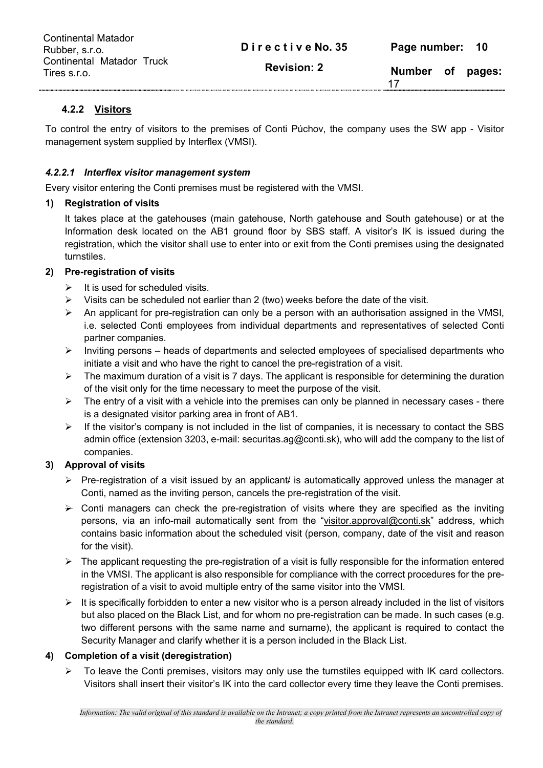### 4.2.2 Visitors

To control the entry of visitors to the premises of Conti Púchov, the company uses the SW app - Visitor management system supplied by Interflex (VMSI).

#### *4.2.2.1 Interflex visitor management system*

Every visitor entering the Conti premises must be registered with the VMSI.

**1) Registration of visits**

It takes place at the gatehouses (main gatehouse, North gatehouse and South gatehouse) or at the Information desk located on the AB1 ground floor by SBS staff. A visitor's IK is issued during the registration, which the visitor shall use to enter into or exit from the Conti premises using the designated turnstiles.

**2) Pre-registration of visits**

- It is used for scheduled visits.
- Visits can be scheduled not earlier than 2 (two) weeks before the date of the visit.
- An applicant for pre-registration can only be a person with an authorisation assigned in the VMSI, i.e. selected Conti employees from individual departments and representatives of selected Conti partner companies.
- Inviting persons – heads of departments and selected employees of specialised departments who initiate a visit and who have the right to cancel the pre-registration of a visit.
- The maximum duration of a visit is 7 days. The applicant is responsible for determining the duration of the visit only for the time necessary to meet the purpose of the visit.
- The entry of a visit with a vehicle into the premises can only be planned in necessary cases - there is a designated visitor parking area in front of AB1.
- If the visitor's company is not included in the list of companies, it is necessary to contact the SBS admin office (extension 3203, e-mail: securitas.ag@conti.sk), who will add the company to the list of companies.

**3) Approval of visits**

- Pre-registration of a visit issued by an applicant/ is automatically approved unless the manager at Conti, named as the inviting person, cancels the pre-registration of the visit.
- Conti managers can check the pre-registration of visits where they are specified as the inviting persons, via an info-mail automatically sent from the "visitor.approval@conti.sk" address, which contains basic information about the scheduled visit (person, company, date of the visit and reason for the visit).
- The applicant requesting the pre-registration of a visit is fully responsible for the information entered in the VMSI. The applicant is also responsible for compliance with the correct procedures for the pre-registration of a visit to avoid multiple entry of the same visitor into the VMSI.
- It is specifically forbidden to enter a new visitor who is a person already included in the list of visitors but also placed on the Black List, and for whom no pre-registration can be made. In such cases (e.g. two different persons with the same name and surname), the applicant is required to contact the Security Manager and clarify whether it is a person included in the Black List.

**4) Completion of a visit (deregistration)**

- To leave the Conti premises, visitors may only use the turnstiles equipped with IK card collectors. Visitors shall insert their visitor's IK into the card collector every time they leave the Conti premises.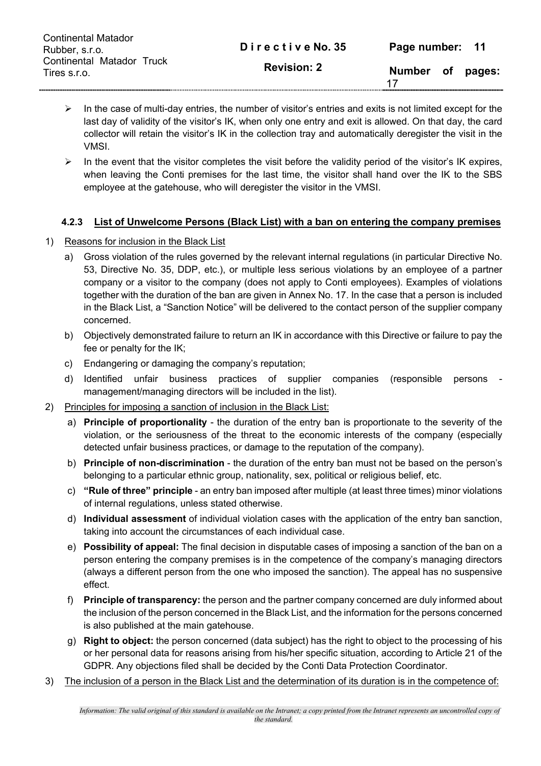- In the case of multi-day entries, the number of visitor's entries and exits is not limited except for the last day of validity of the visitor's IK, when only one entry and exit is allowed. On that day, the card collector will retain the visitor's IK in the collection tray and automatically deregister the visit in the VMSI.
- In the event that the visitor completes the visit before the validity period of the visitor's IK expires, when leaving the Conti premises for the last time, the visitor shall hand over the IK to the SBS employee at the gatehouse, who will deregister the visitor in the VMSI.

### 4.2.3 List of Unwelcome Persons (Black List) with a ban on entering the company premises

1) Reasons for inclusion in the Black List
   a) Gross violation of the rules governed by the relevant internal regulations (in particular Directive No. 53, Directive No. 35, DDP, etc.), or multiple less serious violations by an employee of a partner company or a visitor to the company (does not apply to Conti employees). Examples of violations together with the duration of the ban are given in Annex No. 17. In the case that a person is included in the Black List, a "Sanction Notice" will be delivered to the contact person of the supplier company concerned.
   b) Objectively demonstrated failure to return an IK in accordance with this Directive or failure to pay the fee or penalty for the IK;
   c) Endangering or damaging the company's reputation;
   d) Identified unfair business practices of supplier companies (responsible persons - management/managing directors will be included in the list).
2) Principles for imposing a sanction of inclusion in the Black List:
   a) **Principle of proportionality** - the duration of the entry ban is proportionate to the severity of the violation, or the seriousness of the threat to the economic interests of the company (especially detected unfair business practices, or damage to the reputation of the company).
   b) **Principle of non-discrimination** - the duration of the entry ban must not be based on the person's belonging to a particular ethnic group, nationality, sex, political or religious belief, etc.
   c) **"Rule of three" principle** - an entry ban imposed after multiple (at least three times) minor violations of internal regulations, unless stated otherwise.
   d) **Individual assessment** of individual violation cases with the application of the entry ban sanction, taking into account the circumstances of each individual case.
   e) **Possibility of appeal:** The final decision in disputable cases of imposing a sanction of the ban on a person entering the company premises is in the competence of the company's managing directors (always a different person from the one who imposed the sanction). The appeal has no suspensive effect.
   f) **Principle of transparency:** the person and the partner company concerned are duly informed about the inclusion of the person concerned in the Black List, and the information for the persons concerned is also published at the main gatehouse.
   g) **Right to object:** the person concerned (data subject) has the right to object to the processing of his or her personal data for reasons arising from his/her specific situation, according to Article 21 of the GDPR. Any objections filed shall be decided by the Conti Data Protection Coordinator.
3) The inclusion of a person in the Black List and the determination of its duration is in the competence of: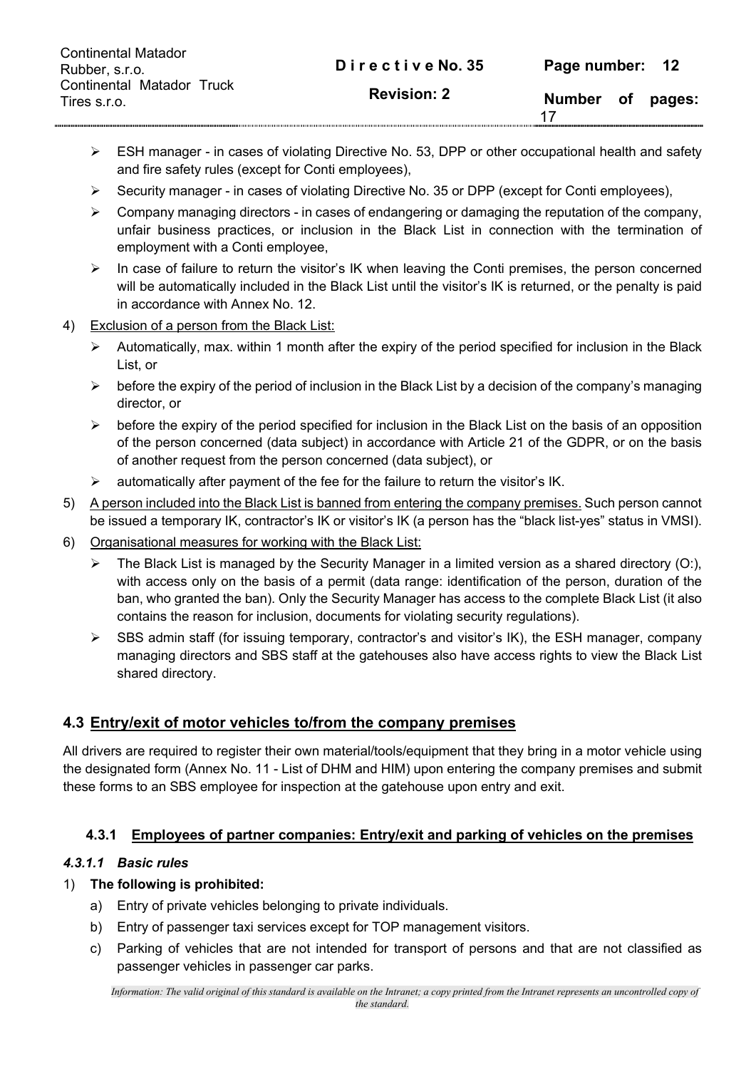- ESH manager - in cases of violating Directive No. 53, DPP or other occupational health and safety and fire safety rules (except for Conti employees),
- Security manager - in cases of violating Directive No. 35 or DPP (except for Conti employees),
- Company managing directors - in cases of endangering or damaging the reputation of the company, unfair business practices, or inclusion in the Black List in connection with the termination of employment with a Conti employee,
- In case of failure to return the visitor's IK when leaving the Conti premises, the person concerned will be automatically included in the Black List until the visitor's IK is returned, or the penalty is paid in accordance with Annex No. 12.

4) Exclusion of a person from the Black List:
   - Automatically, max. within 1 month after the expiry of the period specified for inclusion in the Black List, or
   - before the expiry of the period of inclusion in the Black List by a decision of the company's managing director, or
   - before the expiry of the period specified for inclusion in the Black List on the basis of an opposition of the person concerned (data subject) in accordance with Article 21 of the GDPR, or on the basis of another request from the person concerned (data subject), or
   - automatically after payment of the fee for the failure to return the visitor's IK.
5) A person included into the Black List is banned from entering the company premises. Such person cannot be issued a temporary IK, contractor's IK or visitor's IK (a person has the "black list-yes" status in VMSI).
6) Organisational measures for working with the Black List:
   - The Black List is managed by the Security Manager in a limited version as a shared directory (O:), with access only on the basis of a permit (data range: identification of the person, duration of the ban, who granted the ban). Only the Security Manager has access to the complete Black List (it also contains the reason for inclusion, documents for violating security regulations).
   - SBS admin staff (for issuing temporary, contractor's and visitor's IK), the ESH manager, company managing directors and SBS staff at the gatehouses also have access rights to view the Black List shared directory.

## 4.3 Entry/exit of motor vehicles to/from the company premises

All drivers are required to register their own material/tools/equipment that they bring in a motor vehicle using the designated form (Annex No. 11 - List of DHM and HIM) upon entering the company premises and submit these forms to an SBS employee for inspection at the gatehouse upon entry and exit.

### 4.3.1 Employees of partner companies: Entry/exit and parking of vehicles on the premises

#### *4.3.1.1 Basic rules*

1) **The following is prohibited:**
   a) Entry of private vehicles belonging to private individuals.
   b) Entry of passenger taxi services except for TOP management visitors.
   c) Parking of vehicles that are not intended for transport of persons and that are not classified as passenger vehicles in passenger car parks.

*Information: The valid original of this standard is available on the Intranet; a copy printed from the Intranet represents an uncontrolled copy of the standard.*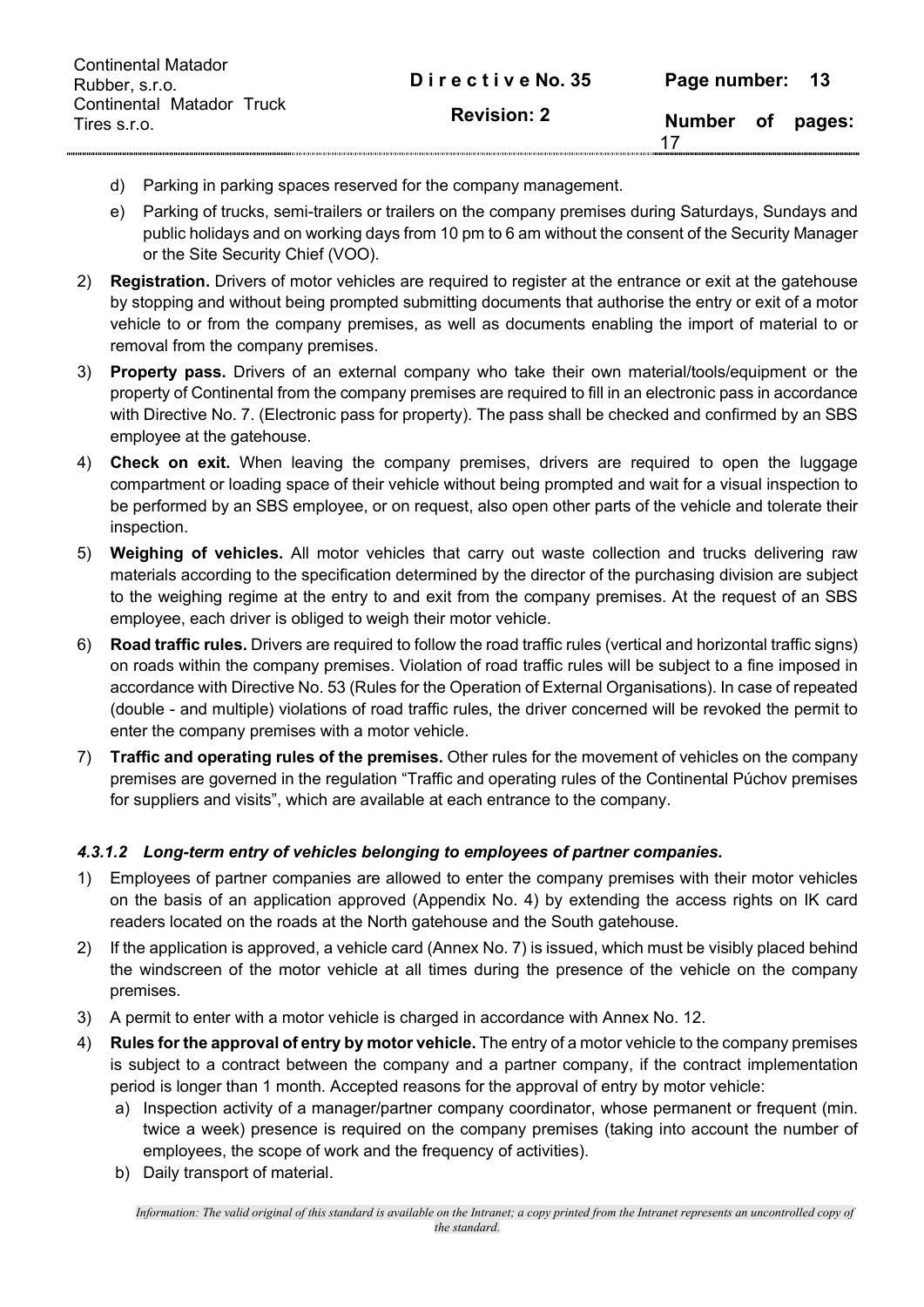d) Parking in parking spaces reserved for the company management.

e) Parking of trucks, semi-trailers or trailers on the company premises during Saturdays, Sundays and public holidays and on working days from 10 pm to 6 am without the consent of the Security Manager or the Site Security Chief (VOO).

2) **Registration.** Drivers of motor vehicles are required to register at the entrance or exit at the gatehouse by stopping and without being prompted submitting documents that authorise the entry or exit of a motor vehicle to or from the company premises, as well as documents enabling the import of material to or removal from the company premises.

3) **Property pass.** Drivers of an external company who take their own material/tools/equipment or the property of Continental from the company premises are required to fill in an electronic pass in accordance with Directive No. 7. (Electronic pass for property). The pass shall be checked and confirmed by an SBS employee at the gatehouse.

4) **Check on exit.** When leaving the company premises, drivers are required to open the luggage compartment or loading space of their vehicle without being prompted and wait for a visual inspection to be performed by an SBS employee, or on request, also open other parts of the vehicle and tolerate their inspection.

5) **Weighing of vehicles.** All motor vehicles that carry out waste collection and trucks delivering raw materials according to the specification determined by the director of the purchasing division are subject to the weighing regime at the entry to and exit from the company premises. At the request of an SBS employee, each driver is obliged to weigh their motor vehicle.

6) **Road traffic rules.** Drivers are required to follow the road traffic rules (vertical and horizontal traffic signs) on roads within the company premises. Violation of road traffic rules will be subject to a fine imposed in accordance with Directive No. 53 (Rules for the Operation of External Organisations). In case of repeated (double - and multiple) violations of road traffic rules, the driver concerned will be revoked the permit to enter the company premises with a motor vehicle.

7) **Traffic and operating rules of the premises.** Other rules for the movement of vehicles on the company premises are governed in the regulation "Traffic and operating rules of the Continental Púchov premises for suppliers and visits", which are available at each entrance to the company.

#### *4.3.1.2 Long-term entry of vehicles belonging to employees of partner companies.*

1) Employees of partner companies are allowed to enter the company premises with their motor vehicles on the basis of an application approved (Appendix No. 4) by extending the access rights on IK card readers located on the roads at the North gatehouse and the South gatehouse.

2) If the application is approved, a vehicle card (Annex No. 7) is issued, which must be visibly placed behind the windscreen of the motor vehicle at all times during the presence of the vehicle on the company premises.

3) A permit to enter with a motor vehicle is charged in accordance with Annex No. 12.

4) **Rules for the approval of entry by motor vehicle.** The entry of a motor vehicle to the company premises is subject to a contract between the company and a partner company, if the contract implementation period is longer than 1 month. Accepted reasons for the approval of entry by motor vehicle:

   a) Inspection activity of a manager/partner company coordinator, whose permanent or frequent (min. twice a week) presence is required on the company premises (taking into account the number of employees, the scope of work and the frequency of activities).

   b) Daily transport of material.

*Information: The valid original of this standard is available on the Intranet; a copy printed from the Intranet represents an uncontrolled copy of the standard.*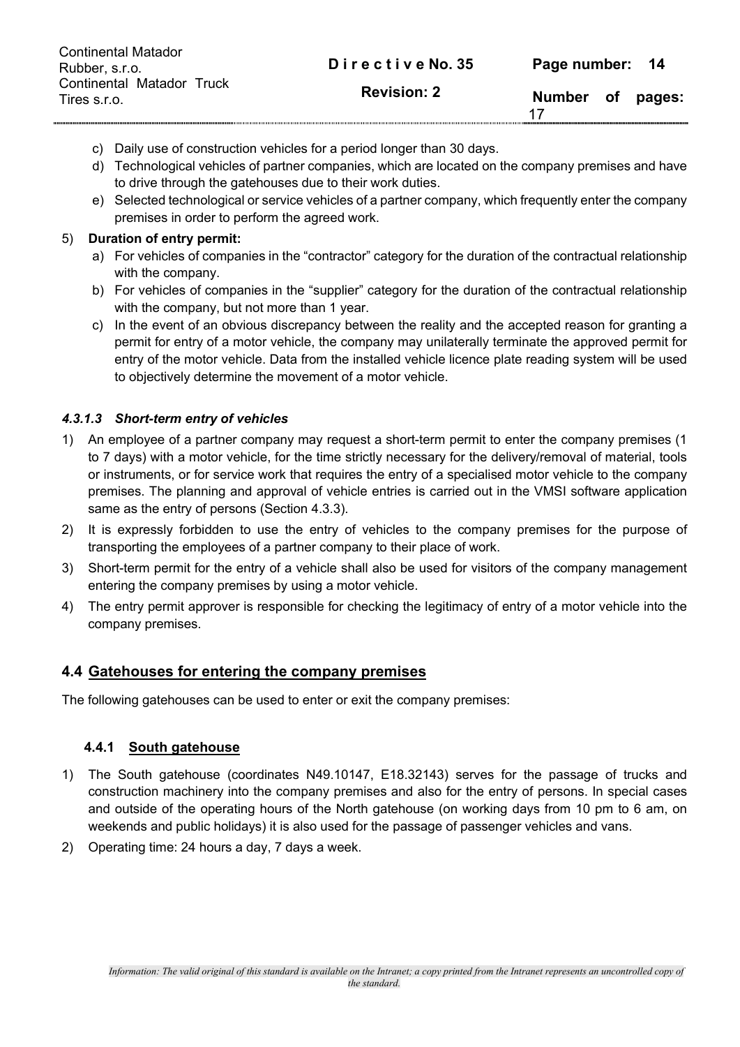c) Daily use of construction vehicles for a period longer than 30 days.
d) Technological vehicles of partner companies, which are located on the company premises and have to drive through the gatehouses due to their work duties.
e) Selected technological or service vehicles of a partner company, which frequently enter the company premises in order to perform the agreed work.

5) **Duration of entry permit:**
   a) For vehicles of companies in the “contractor” category for the duration of the contractual relationship with the company.
   b) For vehicles of companies in the “supplier” category for the duration of the contractual relationship with the company, but not more than 1 year.
   c) In the event of an obvious discrepancy between the reality and the accepted reason for granting a permit for entry of a motor vehicle, the company may unilaterally terminate the approved permit for entry of the motor vehicle. Data from the installed vehicle licence plate reading system will be used to objectively determine the movement of a motor vehicle.

#### *4.3.1.3 Short-term entry of vehicles*

1) An employee of a partner company may request a short-term permit to enter the company premises (1 to 7 days) with a motor vehicle, for the time strictly necessary for the delivery/removal of material, tools or instruments, or for service work that requires the entry of a specialised motor vehicle to the company premises. The planning and approval of vehicle entries is carried out in the VMSI software application same as the entry of persons (Section 4.3.3).
2) It is expressly forbidden to use the entry of vehicles to the company premises for the purpose of transporting the employees of a partner company to their place of work.
3) Short-term permit for the entry of a vehicle shall also be used for visitors of the company management entering the company premises by using a motor vehicle.
4) The entry permit approver is responsible for checking the legitimacy of entry of a motor vehicle into the company premises.

## 4.4 Gatehouses for entering the company premises

The following gatehouses can be used to enter or exit the company premises:

### 4.4.1 South gatehouse

1) The South gatehouse (coordinates N49.10147, E18.32143) serves for the passage of trucks and construction machinery into the company premises and also for the entry of persons. In special cases and outside of the operating hours of the North gatehouse (on working days from 10 pm to 6 am, on weekends and public holidays) it is also used for the passage of passenger vehicles and vans.
2) Operating time: 24 hours a day, 7 days a week.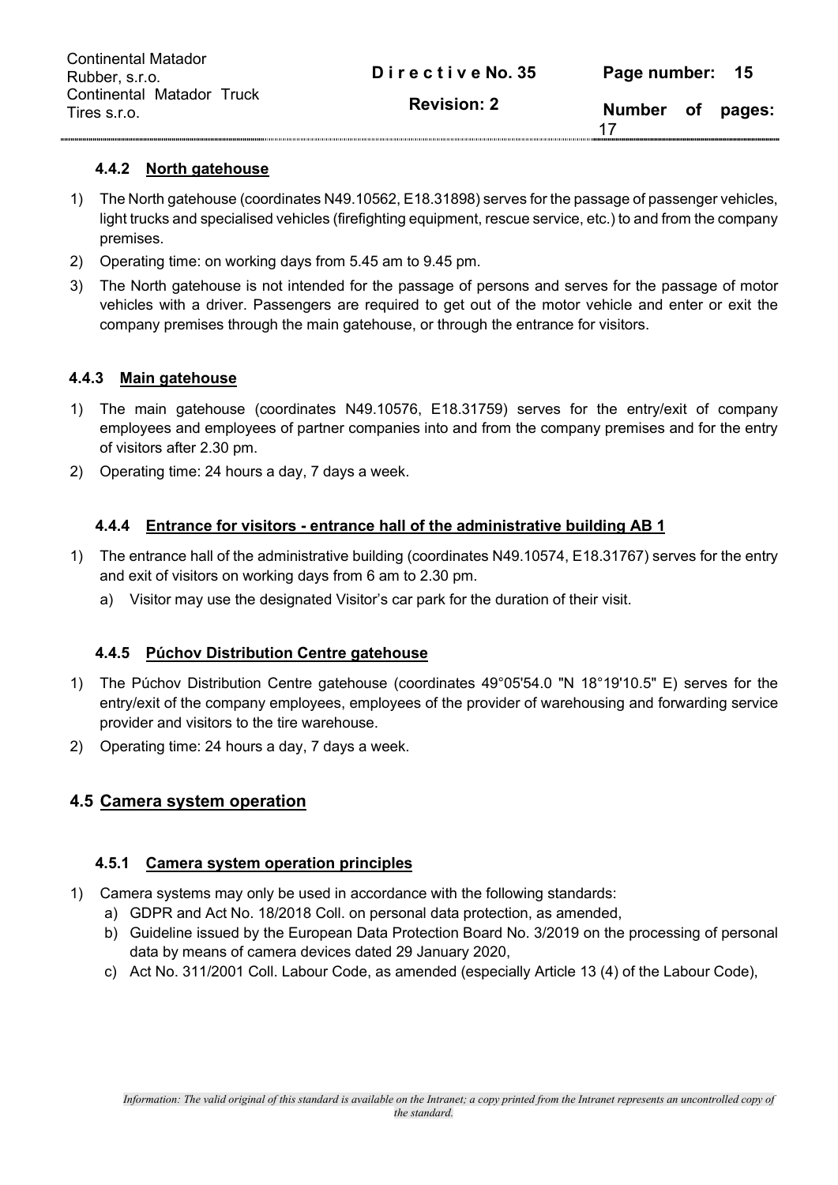#### 4.4.2 North gatehouse

1) The North gatehouse (coordinates N49.10562, E18.31898) serves for the passage of passenger vehicles, light trucks and specialised vehicles (firefighting equipment, rescue service, etc.) to and from the company premises.
2) Operating time: on working days from 5.45 am to 9.45 pm.
3) The North gatehouse is not intended for the passage of persons and serves for the passage of motor vehicles with a driver. Passengers are required to get out of the motor vehicle and enter or exit the company premises through the main gatehouse, or through the entrance for visitors.

#### 4.4.3 Main gatehouse

1) The main gatehouse (coordinates N49.10576, E18.31759) serves for the entry/exit of company employees and employees of partner companies into and from the company premises and for the entry of visitors after 2.30 pm.
2) Operating time: 24 hours a day, 7 days a week.

#### 4.4.4 Entrance for visitors - entrance hall of the administrative building AB 1

1) The entrance hall of the administrative building (coordinates N49.10574, E18.31767) serves for the entry and exit of visitors on working days from 6 am to 2.30 pm.
   a) Visitor may use the designated Visitor's car park for the duration of their visit.

#### 4.4.5 Púchov Distribution Centre gatehouse

1) The Púchov Distribution Centre gatehouse (coordinates 49°05'54.0 "N 18°19'10.5" E) serves for the entry/exit of the company employees, employees of the provider of warehousing and forwarding service provider and visitors to the tire warehouse.
2) Operating time: 24 hours a day, 7 days a week.

### 4.5 Camera system operation

#### 4.5.1 Camera system operation principles

1) Camera systems may only be used in accordance with the following standards:
   a) GDPR and Act No. 18/2018 Coll. on personal data protection, as amended,
   b) Guideline issued by the European Data Protection Board No. 3/2019 on the processing of personal data by means of camera devices dated 29 January 2020,
   c) Act No. 311/2001 Coll. Labour Code, as amended (especially Article 13 (4) of the Labour Code),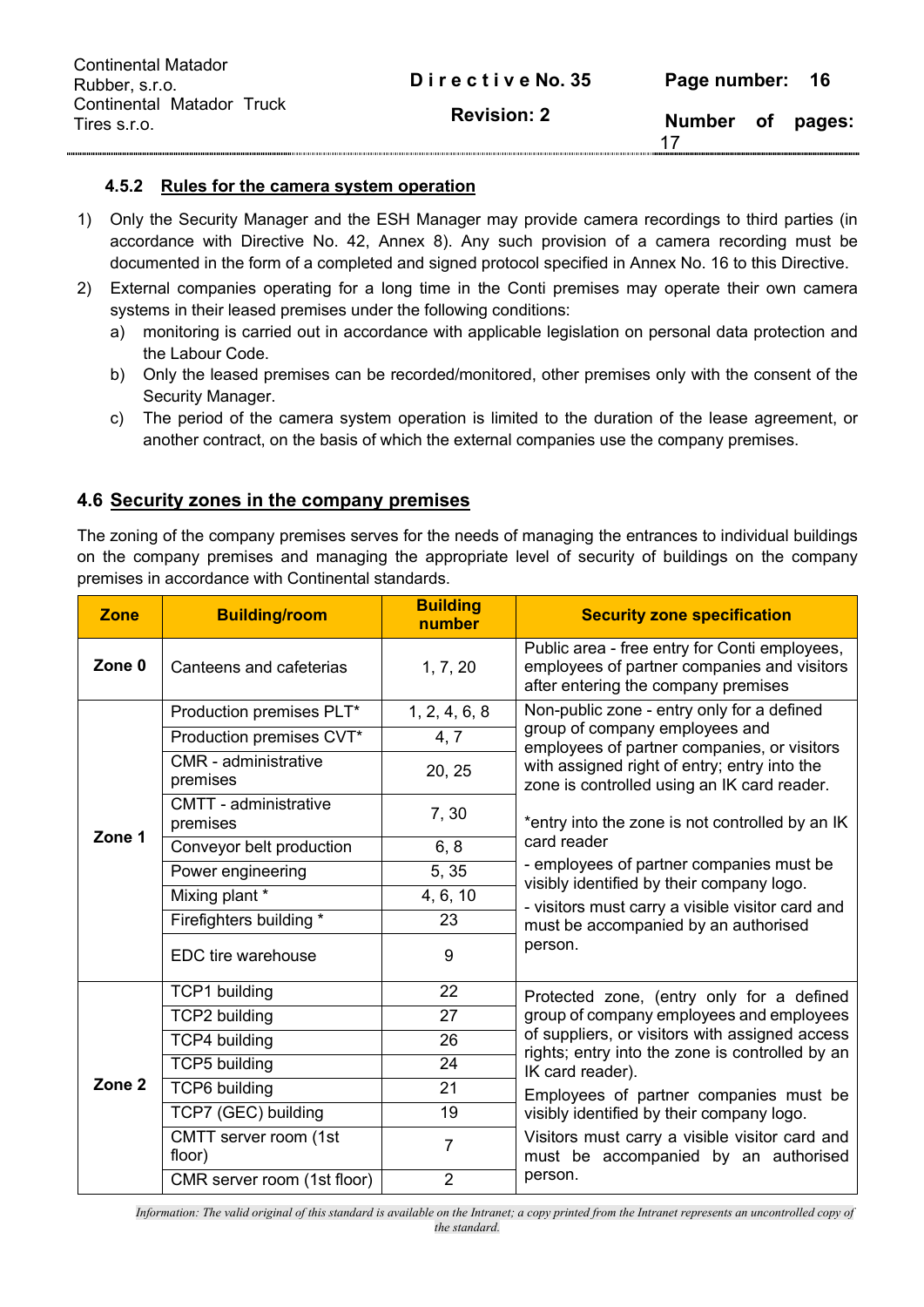#### 4.5.2 Rules for the camera system operation

1) Only the Security Manager and the ESH Manager may provide camera recordings to third parties (in accordance with Directive No. 42, Annex 8). Any such provision of a camera recording must be documented in the form of a completed and signed protocol specified in Annex No. 16 to this Directive.
2) External companies operating for a long time in the Conti premises may operate their own camera systems in their leased premises under the following conditions:
   a) monitoring is carried out in accordance with applicable legislation on personal data protection and the Labour Code.
   b) Only the leased premises can be recorded/monitored, other premises only with the consent of the Security Manager.
   c) The period of the camera system operation is limited to the duration of the lease agreement, or another contract, on the basis of which the external companies use the company premises.

### 4.6 Security zones in the company premises

The zoning of the company premises serves for the needs of managing the entrances to individual buildings on the company premises and managing the appropriate level of security of buildings on the company premises in accordance with Continental standards.

| Zone | Building/room | Building number | Security zone specification |
|---|---|---|---|
| Zone 0 | Canteens and cafeterias | 1, 7, 20 | Public area - free entry for Conti employees, employees of partner companies and visitors after entering the company premises |
| Zone 1 | Production premises PLT* | 1, 2, 4, 6, 8 | Non-public zone - entry only for a defined group of company employees and employees of partner companies, or visitors with assigned right of entry; entry into the zone is controlled using an IK card reader. *entry into the zone is not controlled by an IK card reader - employees of partner companies must be visibly identified by their company logo. - visitors must carry a visible visitor card and must be accompanied by an authorised person. |
| | Production premises CVT* | 4, 7 | |
| | CMR - administrative premises | 20, 25 | |
| | CMTT - administrative premises | 7, 30 | |
| | Conveyor belt production | 6, 8 | |
| | Power engineering | 5, 35 | |
| | Mixing plant * | 4, 6, 10 | |
| | Firefighters building * | 23 | |
| | EDC tire warehouse | 9 | |
| Zone 2 | TCP1 building | 22 | Protected zone, (entry only for a defined group of company employees and employees of suppliers, or visitors with assigned access rights; entry into the zone is controlled by an IK card reader). Employees of partner companies must be visibly identified by their company logo. Visitors must carry a visible visitor card and must be accompanied by an authorised person. |
| | TCP2 building | 27 | |
| | TCP4 building | 26 | |
| | TCP5 building | 24 | |
| | TCP6 building | 21 | |
| | TCP7 (GEC) building | 19 | |
| | CMTT server room (1st floor) | 7 | |
| | CMR server room (1st floor) | 2 | |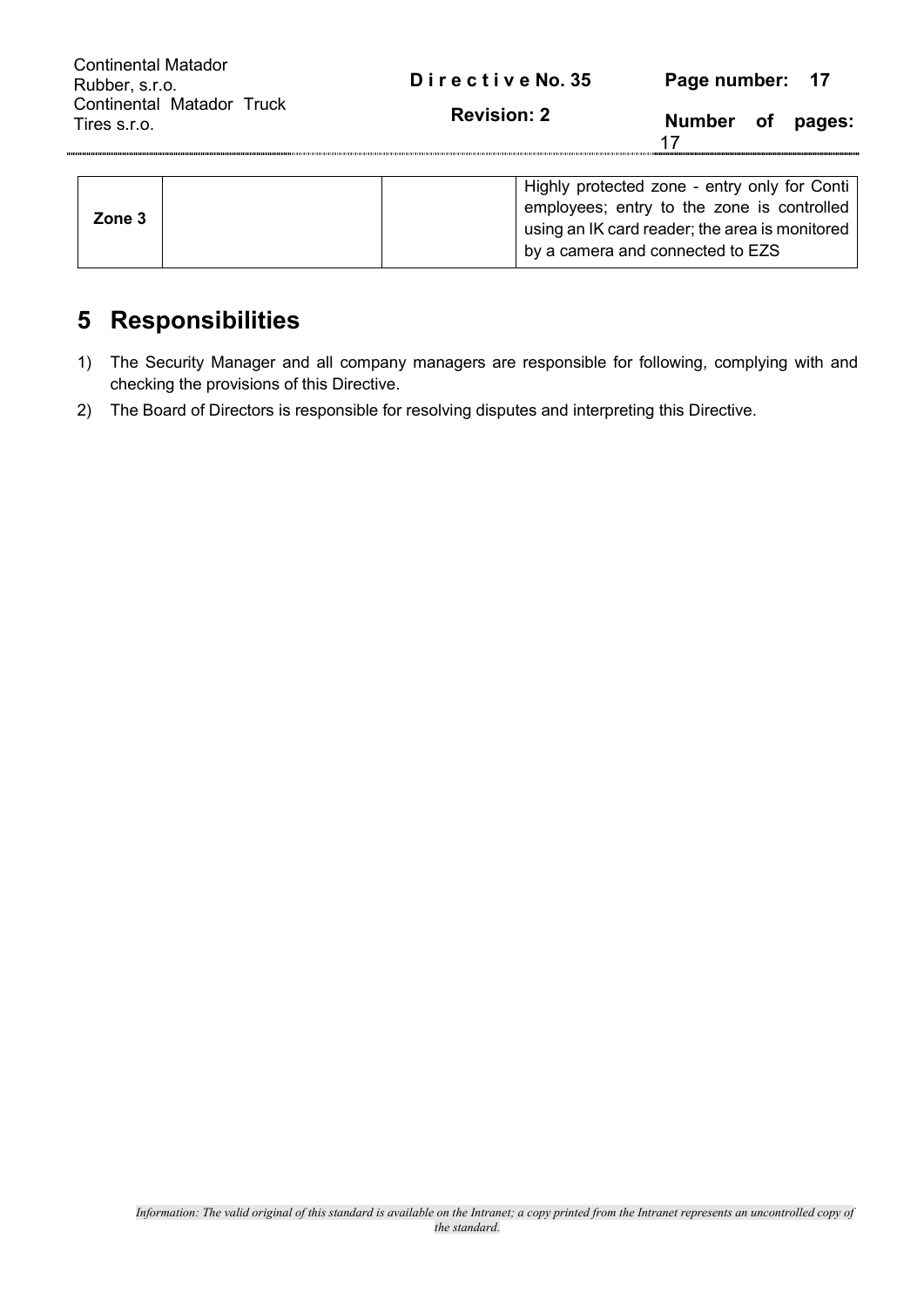| | | | |
|---|---|---|---|
| **Zone 3** | | | Highly protected zone - entry only for Conti employees; entry to the zone is controlled using an IK card reader; the area is monitored by a camera and connected to EZS |

# 5 Responsibilities

1) The Security Manager and all company managers are responsible for following, complying with and checking the provisions of this Directive.
2) The Board of Directors is responsible for resolving disputes and interpreting this Directive.